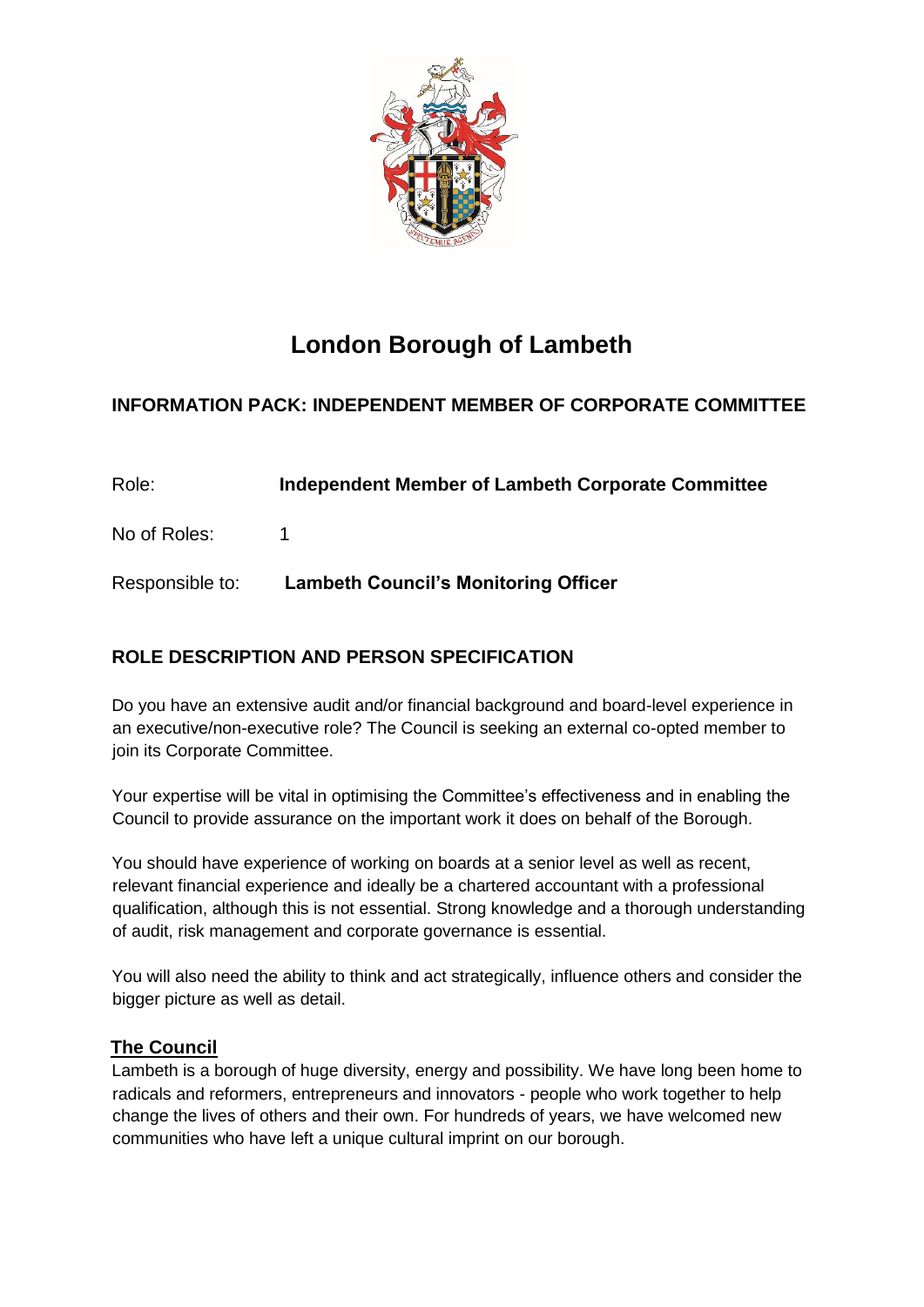# London Borough of Lambeth

## INFORMATION PACK: INDEPENDENT MEMBER OF CORPORATE COMMITTEE

Role: **Independent Member of Lambeth Corporate Committee**

No of Roles: 1

Responsible to: **Lambeth Council's Monitoring Officer**

## ROLE DESCRIPTION AND PERSON SPECIFICATION

Do you have an extensive audit and/or financial background and board-level experience in an executive/non-executive role? The Council is seeking an external co-opted member to join its Corporate Committee.

Your expertise will be vital in optimising the Committee's effectiveness and in enabling the Council to provide assurance on the important work it does on behalf of the Borough.

You should have experience of working on boards at a senior level as well as recent, relevant financial experience and ideally be a chartered accountant with a professional qualification, although this is not essential. Strong knowledge and a thorough understanding of audit, risk management and corporate governance is essential.

You will also need the ability to think and act strategically, influence others and consider the bigger picture as well as detail.

### The Council

Lambeth is a borough of huge diversity, energy and possibility. We have long been home to radicals and reformers, entrepreneurs and innovators - people who work together to help change the lives of others and their own. For hundreds of years, we have welcomed new communities who have left a unique cultural imprint on our borough.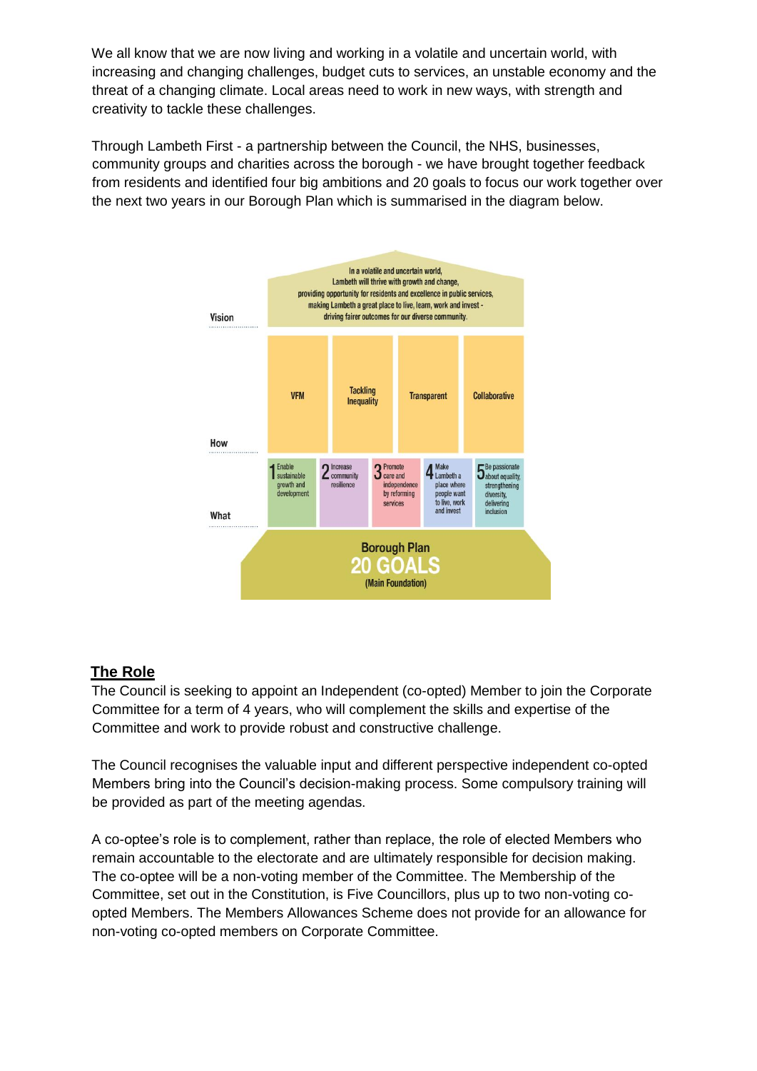We all know that we are now living and working in a volatile and uncertain world, with increasing and changing challenges, budget cuts to services, an unstable economy and the threat of a changing climate. Local areas need to work in new ways, with strength and creativity to tackle these challenges.

Through Lambeth First - a partnership between the Council, the NHS, businesses, community groups and charities across the borough - we have brought together feedback from residents and identified four big ambitions and 20 goals to focus our work together over the next two years in our Borough Plan which is summarised in the diagram below.

**Vision**

In a volatile and uncertain world, Lambeth will thrive with growth and change, providing opportunity for residents and excellence in public services, making Lambeth a great place to live, learn, work and invest - driving fairer outcomes for our diverse community.

**How**

- VFM
- Tackling Inequality
- Transparent
- Collaborative

**What**

1. Enable sustainable growth and development
2. Increase community resilience
3. Promote care and independence by reforming services
4. Make Lambeth a place where people want to live, work and invest
5. Be passionate about equality, strengthening diversity, delivering inclusion

**Borough Plan**
**20 GOALS**
(Main Foundation)

## The Role

The Council is seeking to appoint an Independent (co-opted) Member to join the Corporate Committee for a term of 4 years, who will complement the skills and expertise of the Committee and work to provide robust and constructive challenge.

The Council recognises the valuable input and different perspective independent co-opted Members bring into the Council's decision-making process. Some compulsory training will be provided as part of the meeting agendas.

A co-optee's role is to complement, rather than replace, the role of elected Members who remain accountable to the electorate and are ultimately responsible for decision making. The co-optee will be a non-voting member of the Committee. The Membership of the Committee, set out in the Constitution, is Five Councillors, plus up to two non-voting co-opted Members. The Members Allowances Scheme does not provide for an allowance for non-voting co-opted members on Corporate Committee.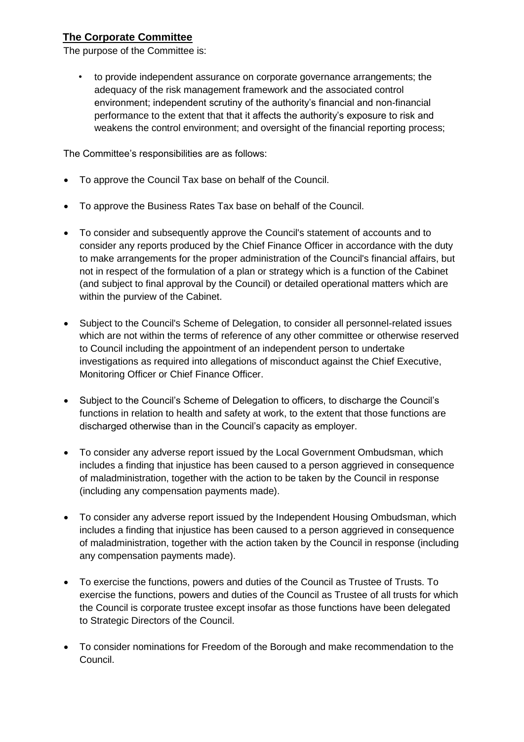## The Corporate Committee

The purpose of the Committee is:

- to provide independent assurance on corporate governance arrangements; the adequacy of the risk management framework and the associated control environment; independent scrutiny of the authority's financial and non-financial performance to the extent that that it affects the authority's exposure to risk and weakens the control environment; and oversight of the financial reporting process;

The Committee's responsibilities are as follows:

- To approve the Council Tax base on behalf of the Council.
- To approve the Business Rates Tax base on behalf of the Council.
- To consider and subsequently approve the Council's statement of accounts and to consider any reports produced by the Chief Finance Officer in accordance with the duty to make arrangements for the proper administration of the Council's financial affairs, but not in respect of the formulation of a plan or strategy which is a function of the Cabinet (and subject to final approval by the Council) or detailed operational matters which are within the purview of the Cabinet.
- Subject to the Council's Scheme of Delegation, to consider all personnel-related issues which are not within the terms of reference of any other committee or otherwise reserved to Council including the appointment of an independent person to undertake investigations as required into allegations of misconduct against the Chief Executive, Monitoring Officer or Chief Finance Officer.
- Subject to the Council's Scheme of Delegation to officers, to discharge the Council's functions in relation to health and safety at work, to the extent that those functions are discharged otherwise than in the Council's capacity as employer.
- To consider any adverse report issued by the Local Government Ombudsman, which includes a finding that injustice has been caused to a person aggrieved in consequence of maladministration, together with the action to be taken by the Council in response (including any compensation payments made).
- To consider any adverse report issued by the Independent Housing Ombudsman, which includes a finding that injustice has been caused to a person aggrieved in consequence of maladministration, together with the action taken by the Council in response (including any compensation payments made).
- To exercise the functions, powers and duties of the Council as Trustee of Trusts. To exercise the functions, powers and duties of the Council as Trustee of all trusts for which the Council is corporate trustee except insofar as those functions have been delegated to Strategic Directors of the Council.
- To consider nominations for Freedom of the Borough and make recommendation to the Council.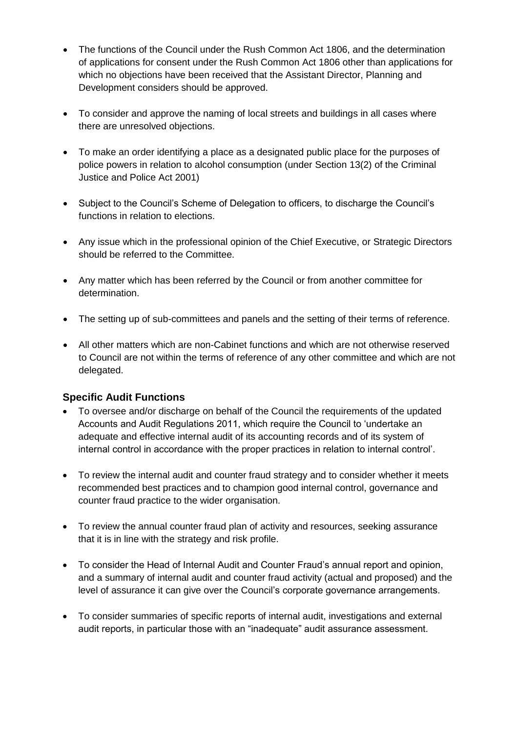- The functions of the Council under the Rush Common Act 1806, and the determination of applications for consent under the Rush Common Act 1806 other than applications for which no objections have been received that the Assistant Director, Planning and Development considers should be approved.

- To consider and approve the naming of local streets and buildings in all cases where there are unresolved objections.

- To make an order identifying a place as a designated public place for the purposes of police powers in relation to alcohol consumption (under Section 13(2) of the Criminal Justice and Police Act 2001)

- Subject to the Council's Scheme of Delegation to officers, to discharge the Council's functions in relation to elections.

- Any issue which in the professional opinion of the Chief Executive, or Strategic Directors should be referred to the Committee.

- Any matter which has been referred by the Council or from another committee for determination.

- The setting up of sub-committees and panels and the setting of their terms of reference.

- All other matters which are non-Cabinet functions and which are not otherwise reserved to Council are not within the terms of reference of any other committee and which are not delegated.

### Specific Audit Functions

- To oversee and/or discharge on behalf of the Council the requirements of the updated Accounts and Audit Regulations 2011, which require the Council to 'undertake an adequate and effective internal audit of its accounting records and of its system of internal control in accordance with the proper practices in relation to internal control'.

- To review the internal audit and counter fraud strategy and to consider whether it meets recommended best practices and to champion good internal control, governance and counter fraud practice to the wider organisation.

- To review the annual counter fraud plan of activity and resources, seeking assurance that it is in line with the strategy and risk profile.

- To consider the Head of Internal Audit and Counter Fraud's annual report and opinion, and a summary of internal audit and counter fraud activity (actual and proposed) and the level of assurance it can give over the Council's corporate governance arrangements.

- To consider summaries of specific reports of internal audit, investigations and external audit reports, in particular those with an "inadequate" audit assurance assessment.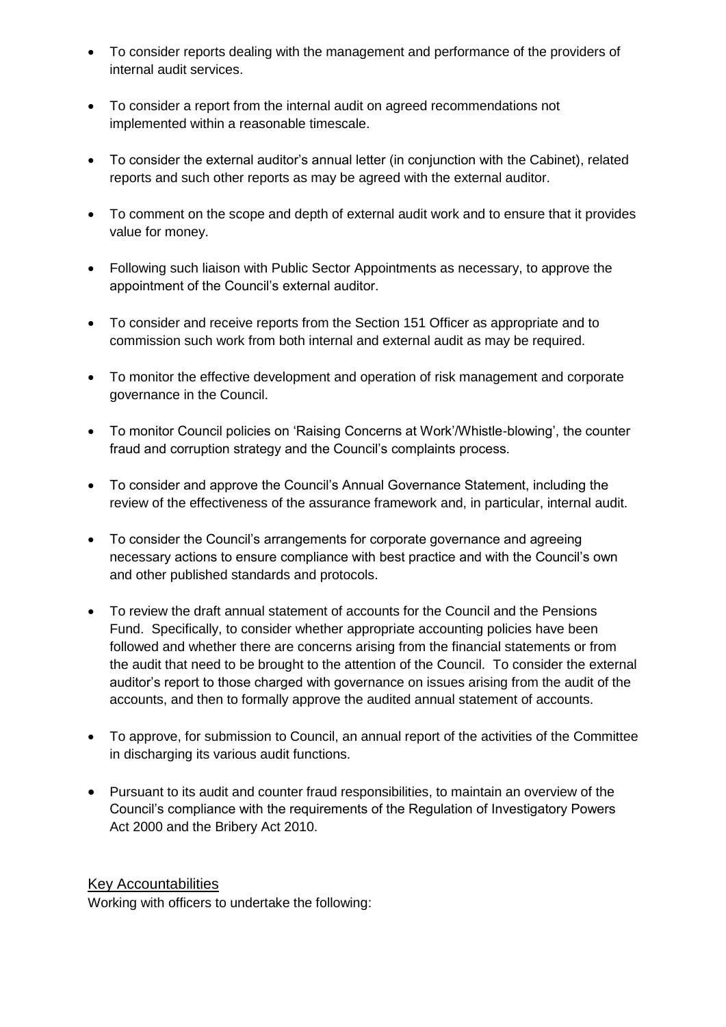- To consider reports dealing with the management and performance of the providers of internal audit services.

- To consider a report from the internal audit on agreed recommendations not implemented within a reasonable timescale.

- To consider the external auditor's annual letter (in conjunction with the Cabinet), related reports and such other reports as may be agreed with the external auditor.

- To comment on the scope and depth of external audit work and to ensure that it provides value for money.

- Following such liaison with Public Sector Appointments as necessary, to approve the appointment of the Council's external auditor.

- To consider and receive reports from the Section 151 Officer as appropriate and to commission such work from both internal and external audit as may be required.

- To monitor the effective development and operation of risk management and corporate governance in the Council.

- To monitor Council policies on 'Raising Concerns at Work'/Whistle-blowing', the counter fraud and corruption strategy and the Council's complaints process.

- To consider and approve the Council's Annual Governance Statement, including the review of the effectiveness of the assurance framework and, in particular, internal audit.

- To consider the Council's arrangements for corporate governance and agreeing necessary actions to ensure compliance with best practice and with the Council's own and other published standards and protocols.

- To review the draft annual statement of accounts for the Council and the Pensions Fund. Specifically, to consider whether appropriate accounting policies have been followed and whether there are concerns arising from the financial statements or from the audit that need to be brought to the attention of the Council. To consider the external auditor's report to those charged with governance on issues arising from the audit of the accounts, and then to formally approve the audited annual statement of accounts.

- To approve, for submission to Council, an annual report of the activities of the Committee in discharging its various audit functions.

- Pursuant to its audit and counter fraud responsibilities, to maintain an overview of the Council's compliance with the requirements of the Regulation of Investigatory Powers Act 2000 and the Bribery Act 2010.

## Key Accountabilities

Working with officers to undertake the following: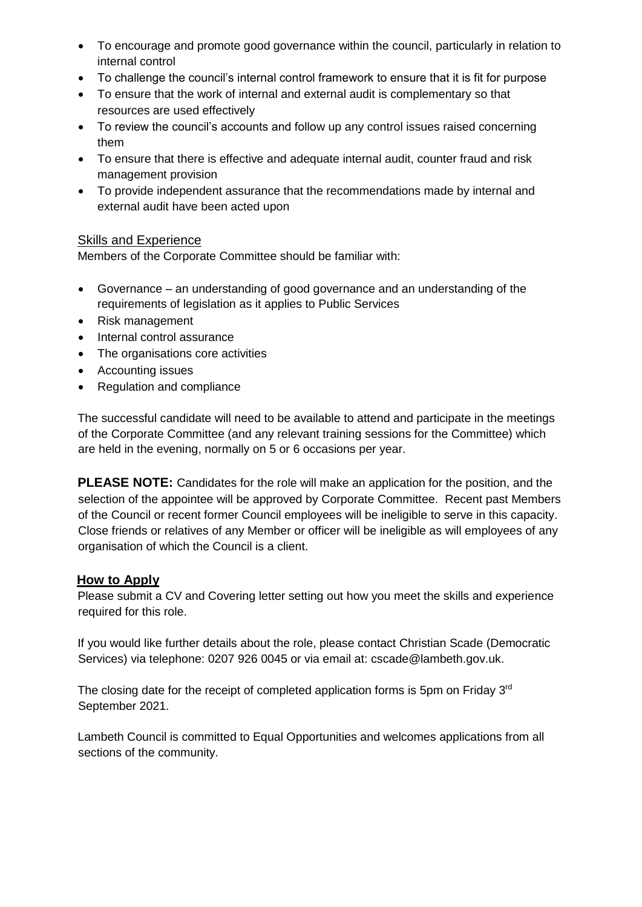- To encourage and promote good governance within the council, particularly in relation to internal control
- To challenge the council's internal control framework to ensure that it is fit for purpose
- To ensure that the work of internal and external audit is complementary so that resources are used effectively
- To review the council's accounts and follow up any control issues raised concerning them
- To ensure that there is effective and adequate internal audit, counter fraud and risk management provision
- To provide independent assurance that the recommendations made by internal and external audit have been acted upon

## Skills and Experience

Members of the Corporate Committee should be familiar with:

- Governance – an understanding of good governance and an understanding of the requirements of legislation as it applies to Public Services
- Risk management
- Internal control assurance
- The organisations core activities
- Accounting issues
- Regulation and compliance

The successful candidate will need to be available to attend and participate in the meetings of the Corporate Committee (and any relevant training sessions for the Committee) which are held in the evening, normally on 5 or 6 occasions per year.

**PLEASE NOTE:** Candidates for the role will make an application for the position, and the selection of the appointee will be approved by Corporate Committee. Recent past Members of the Council or recent former Council employees will be ineligible to serve in this capacity. Close friends or relatives of any Member or officer will be ineligible as will employees of any organisation of which the Council is a client.

## How to Apply

Please submit a CV and Covering letter setting out how you meet the skills and experience required for this role.

If you would like further details about the role, please contact Christian Scade (Democratic Services) via telephone: 0207 926 0045 or via email at: cscade@lambeth.gov.uk.

The closing date for the receipt of completed application forms is 5pm on Friday 3rd September 2021.

Lambeth Council is committed to Equal Opportunities and welcomes applications from all sections of the community.